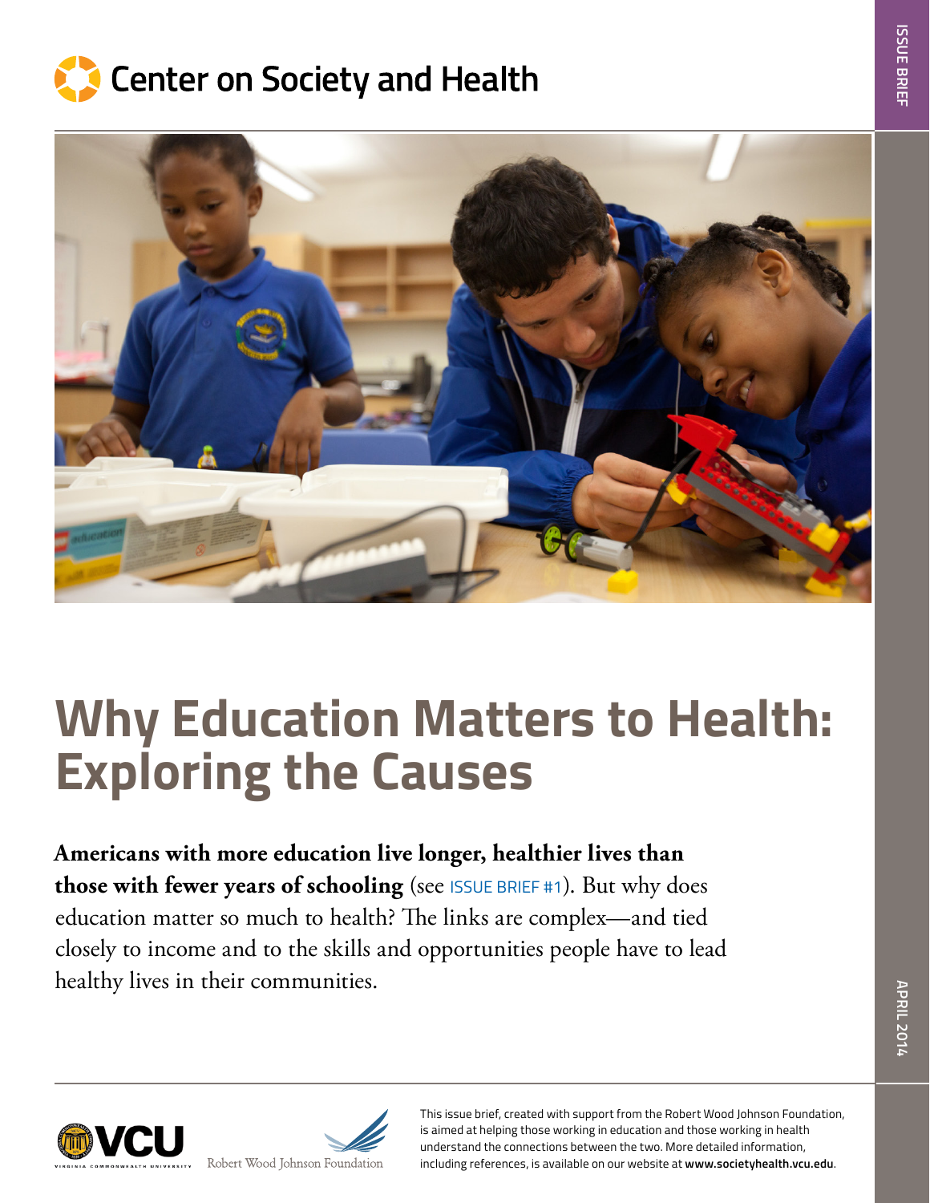Center on Society and Health

ISSUE BRIEF

# Why Education Matters to Health: Exploring the Causes

**Americans with more education live longer, healthier lives than those with fewer years of schooling** (see ISSUE BRIEF #1). But why does education matter so much to health? The links are complex—and tied closely to income and to the skills and opportunities people have to lead healthy lives in their communities.

APRIL 2014

VCU
VIRGINIA COMMONWEALTH UNIVERSITY

Robert Wood Johnson Foundation

This issue brief, created with support from the Robert Wood Johnson Foundation, is aimed at helping those working in education and those working in health understand the connections between the two. More detailed information, including references, is available on our website at **www.societyhealth.vcu.edu**.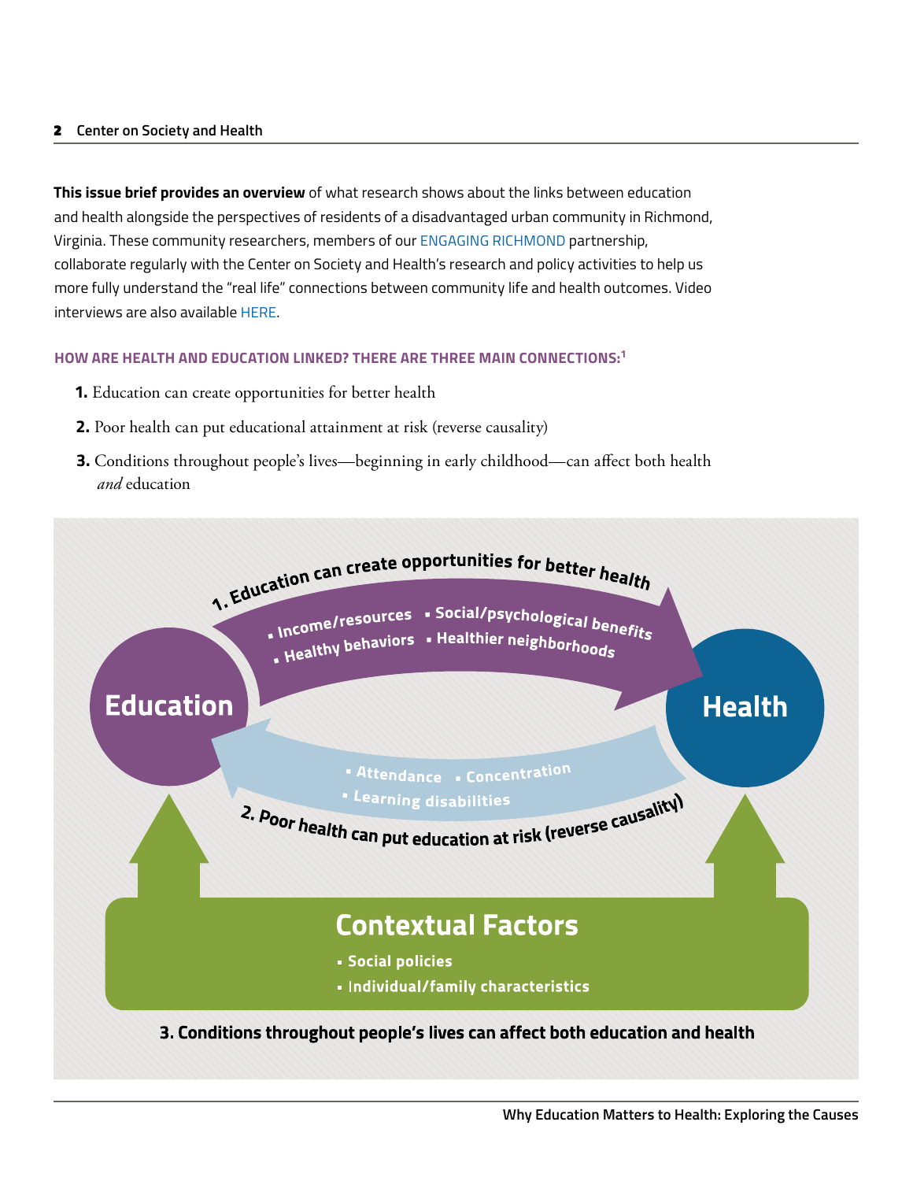**This issue brief provides an overview** of what research shows about the links between education and health alongside the perspectives of residents of a disadvantaged urban community in Richmond, Virginia. These community researchers, members of our ENGAGING RICHMOND partnership, collaborate regularly with the Center on Society and Health's research and policy activities to help us more fully understand the "real life" connections between community life and health outcomes. Video interviews are also available HERE.

### HOW ARE HEALTH AND EDUCATION LINKED? THERE ARE THREE MAIN CONNECTIONS:[1]

1. Education can create opportunities for better health
2. Poor health can put educational attainment at risk (reverse causality)
3. Conditions throughout people's lives—beginning in early childhood—can affect both health *and* education

**1. Education can create opportunities for better health**

- Income/resources
- Healthy behaviors
- Social/psychological benefits
- Healthier neighborhoods

**Education** → **Health**

**2. Poor health can put education at risk (reverse causality)**

- Attendance
- Concentration
- Learning disabilities

**Contextual Factors**

- Social policies
- Individual/family characteristics

**3. Conditions throughout people's lives can affect both education and health**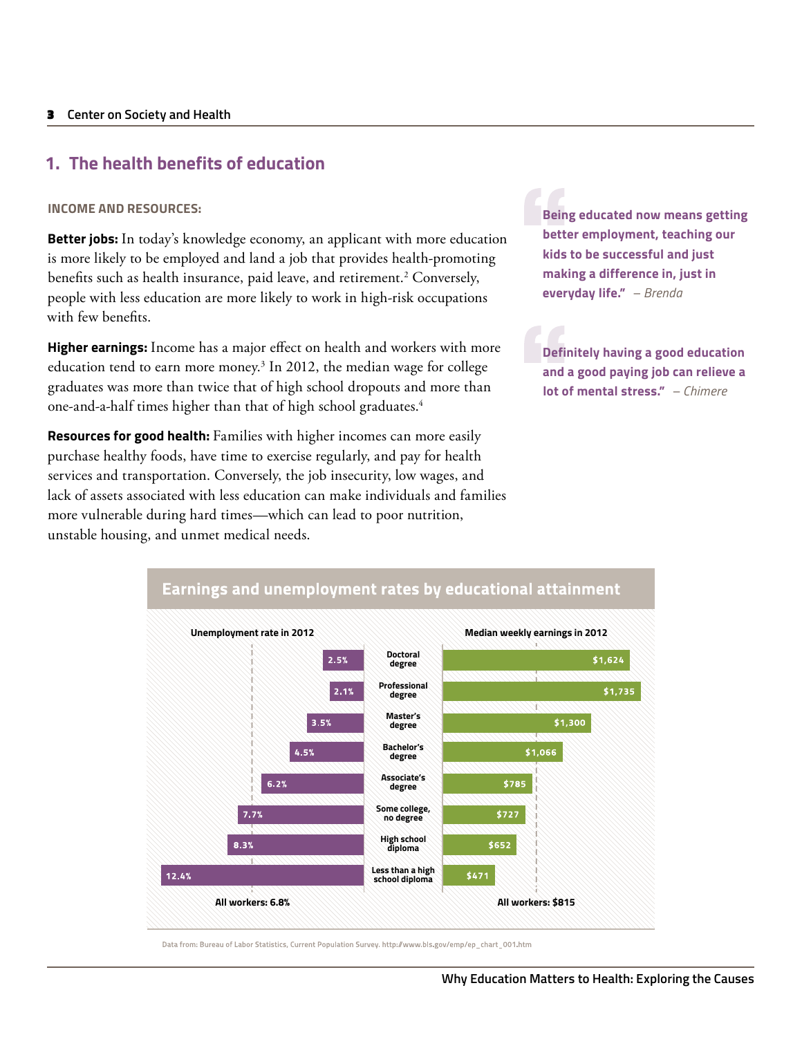## 1. The health benefits of education

### INCOME AND RESOURCES:

**Better jobs:** In today's knowledge economy, an applicant with more education is more likely to be employed and land a job that provides health-promoting benefits such as health insurance, paid leave, and retirement.[2] Conversely, people with less education are more likely to work in high-risk occupations with few benefits.

**Higher earnings:** Income has a major effect on health and workers with more education tend to earn more money.[3] In 2012, the median wage for college graduates was more than twice that of high school dropouts and more than one-and-a-half times higher than that of high school graduates.[4]

**Resources for good health:** Families with higher incomes can more easily purchase healthy foods, have time to exercise regularly, and pay for health services and transportation. Conversely, the job insecurity, low wages, and lack of assets associated with less education can make individuals and families more vulnerable during hard times—which can lead to poor nutrition, unstable housing, and unmet medical needs.

> **"Being educated now means getting better employment, teaching our kids to be successful and just making a difference in, just in everyday life."** – *Brenda*

> **"Definitely having a good education and a good paying job can relieve a lot of mental stress."** – *Chimere*

### Earnings and unemployment rates by educational attainment

| Unemployment rate in 2012 | Educational attainment | Median weekly earnings in 2012 |
|---|---|---|
| 2.5% | Doctoral degree | $1,624 |
| 2.1% | Professional degree | $1,735 |
| 3.5% | Master's degree | $1,300 |
| 4.5% | Bachelor's degree | $1,066 |
| 6.2% | Associate's degree | $785 |
| 7.7% | Some college, no degree | $727 |
| 8.3% | High school diploma | $652 |
| 12.4% | Less than a high school diploma | $471 |
| All workers: 6.8% | | All workers: $815 |

Data from: Bureau of Labor Statistics, Current Population Survey. http://www.bls.gov/emp/ep_chart_001.htm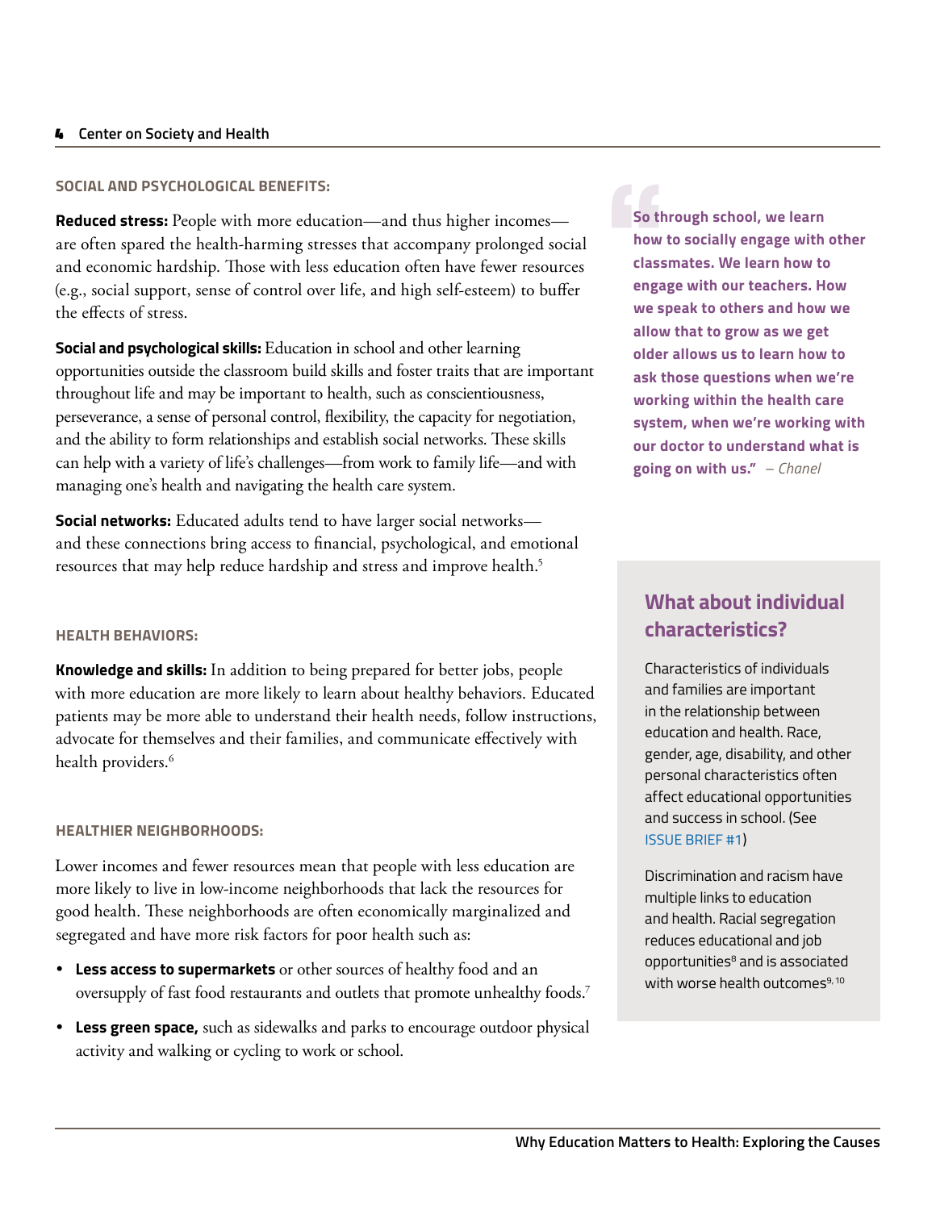## SOCIAL AND PSYCHOLOGICAL BENEFITS:

**Reduced stress:** People with more education—and thus higher incomes—are often spared the health-harming stresses that accompany prolonged social and economic hardship. Those with less education often have fewer resources (e.g., social support, sense of control over life, and high self-esteem) to buffer the effects of stress.

**Social and psychological skills:** Education in school and other learning opportunities outside the classroom build skills and foster traits that are important throughout life and may be important to health, such as conscientiousness, perseverance, a sense of personal control, flexibility, the capacity for negotiation, and the ability to form relationships and establish social networks. These skills can help with a variety of life's challenges—from work to family life—and with managing one's health and navigating the health care system.

**Social networks:** Educated adults tend to have larger social networks—and these connections bring access to financial, psychological, and emotional resources that may help reduce hardship and stress and improve health.[5]

> **"So through school, we learn how to socially engage with other classmates. We learn how to engage with our teachers. How we speak to others and how we allow that to grow as we get older allows us to learn how to ask those questions when we're working within the health care system, when we're working with our doctor to understand what is going on with us."** *– Chanel*

## HEALTH BEHAVIORS:

**Knowledge and skills:** In addition to being prepared for better jobs, people with more education are more likely to learn about healthy behaviors. Educated patients may be more able to understand their health needs, follow instructions, advocate for themselves and their families, and communicate effectively with health providers.[6]

## HEALTHIER NEIGHBORHOODS:

Lower incomes and fewer resources mean that people with less education are more likely to live in low-income neighborhoods that lack the resources for good health. These neighborhoods are often economically marginalized and segregated and have more risk factors for poor health such as:

- **Less access to supermarkets** or other sources of healthy food and an oversupply of fast food restaurants and outlets that promote unhealthy foods.[7]
- **Less green space,** such as sidewalks and parks to encourage outdoor physical activity and walking or cycling to work or school.

### What about individual characteristics?

Characteristics of individuals and families are important in the relationship between education and health. Race, gender, age, disability, and other personal characteristics often affect educational opportunities and success in school. (See ISSUE BRIEF #1)

Discrimination and racism have multiple links to education and health. Racial segregation reduces educational and job opportunities[8] and is associated with worse health outcomes[9, 10]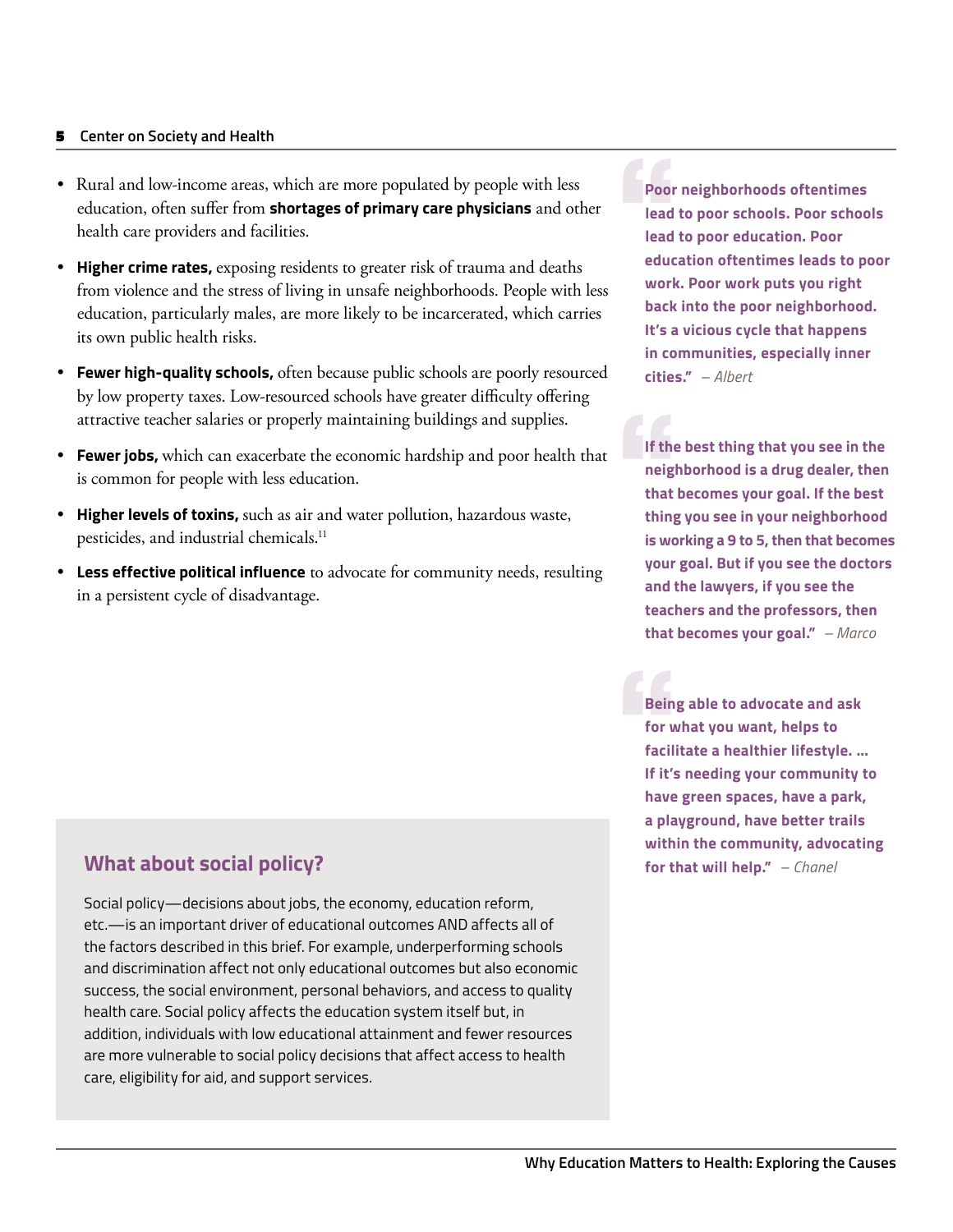- Rural and low-income areas, which are more populated by people with less education, often suffer from **shortages of primary care physicians** and other health care providers and facilities.
- **Higher crime rates,** exposing residents to greater risk of trauma and deaths from violence and the stress of living in unsafe neighborhoods. People with less education, particularly males, are more likely to be incarcerated, which carries its own public health risks.
- **Fewer high-quality schools,** often because public schools are poorly resourced by low property taxes. Low-resourced schools have greater difficulty offering attractive teacher salaries or properly maintaining buildings and supplies.
- **Fewer jobs,** which can exacerbate the economic hardship and poor health that is common for people with less education.
- **Higher levels of toxins,** such as air and water pollution, hazardous waste, pesticides, and industrial chemicals.[11]
- **Less effective political influence** to advocate for community needs, resulting in a persistent cycle of disadvantage.

> **"Poor neighborhoods oftentimes lead to poor schools. Poor schools lead to poor education. Poor education oftentimes leads to poor work. Poor work puts you right back into the poor neighborhood. It's a vicious cycle that happens in communities, especially inner cities."** *– Albert*

> **"If the best thing that you see in the neighborhood is a drug dealer, then that becomes your goal. If the best thing you see in your neighborhood is working a 9 to 5, then that becomes your goal. But if you see the doctors and the lawyers, if you see the teachers and the professors, then that becomes your goal."** *– Marco*

> **"Being able to advocate and ask for what you want, helps to facilitate a healthier lifestyle. … If it's needing your community to have green spaces, have a park, a playground, have better trails within the community, advocating for that will help."** *– Chanel*

## What about social policy?

Social policy—decisions about jobs, the economy, education reform, etc.—is an important driver of educational outcomes AND affects all of the factors described in this brief. For example, underperforming schools and discrimination affect not only educational outcomes but also economic success, the social environment, personal behaviors, and access to quality health care. Social policy affects the education system itself but, in addition, individuals with low educational attainment and fewer resources are more vulnerable to social policy decisions that affect access to health care, eligibility for aid, and support services.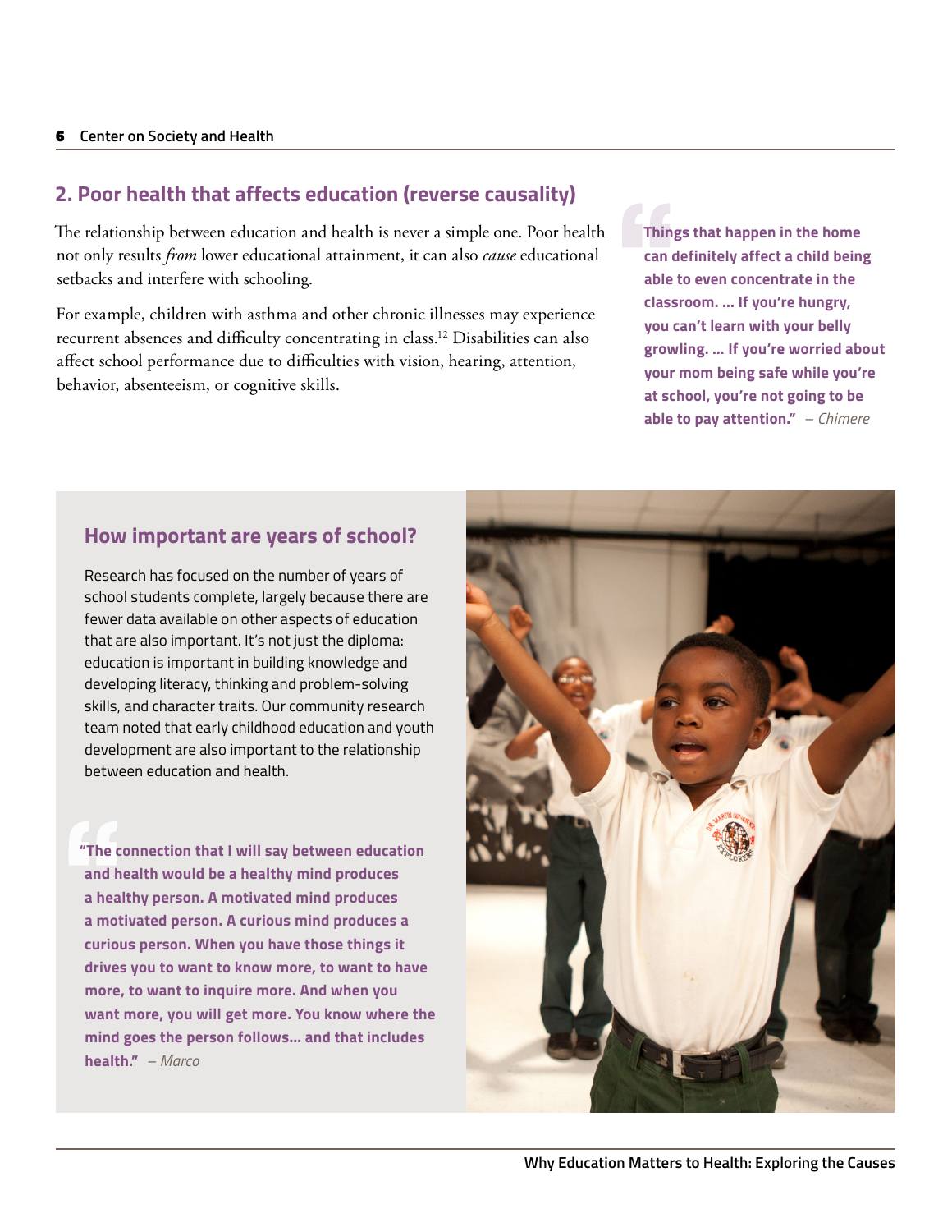## 2. Poor health that affects education (reverse causality)

The relationship between education and health is never a simple one. Poor health not only results *from* lower educational attainment, it can also *cause* educational setbacks and interfere with schooling.

For example, children with asthma and other chronic illnesses may experience recurrent absences and difficulty concentrating in class.[12] Disabilities can also affect school performance due to difficulties with vision, hearing, attention, behavior, absenteeism, or cognitive skills.

> **"Things that happen in the home can definitely affect a child being able to even concentrate in the classroom. ... If you're hungry, you can't learn with your belly growling. ... If you're worried about your mom being safe while you're at school, you're not going to be able to pay attention."** – *Chimere*

### How important are years of school?

Research has focused on the number of years of school students complete, largely because there are fewer data available on other aspects of education that are also important. It's not just the diploma: education is important in building knowledge and developing literacy, thinking and problem-solving skills, and character traits. Our community research team noted that early childhood education and youth development are also important to the relationship between education and health.

> **"The connection that I will say between education and health would be a healthy mind produces a healthy person. A motivated mind produces a motivated person. A curious mind produces a curious person. When you have those things it drives you to want to know more, to want to have more, to want to inquire more. And when you want more, you will get more. You know where the mind goes the person follows... and that includes health."** – *Marco*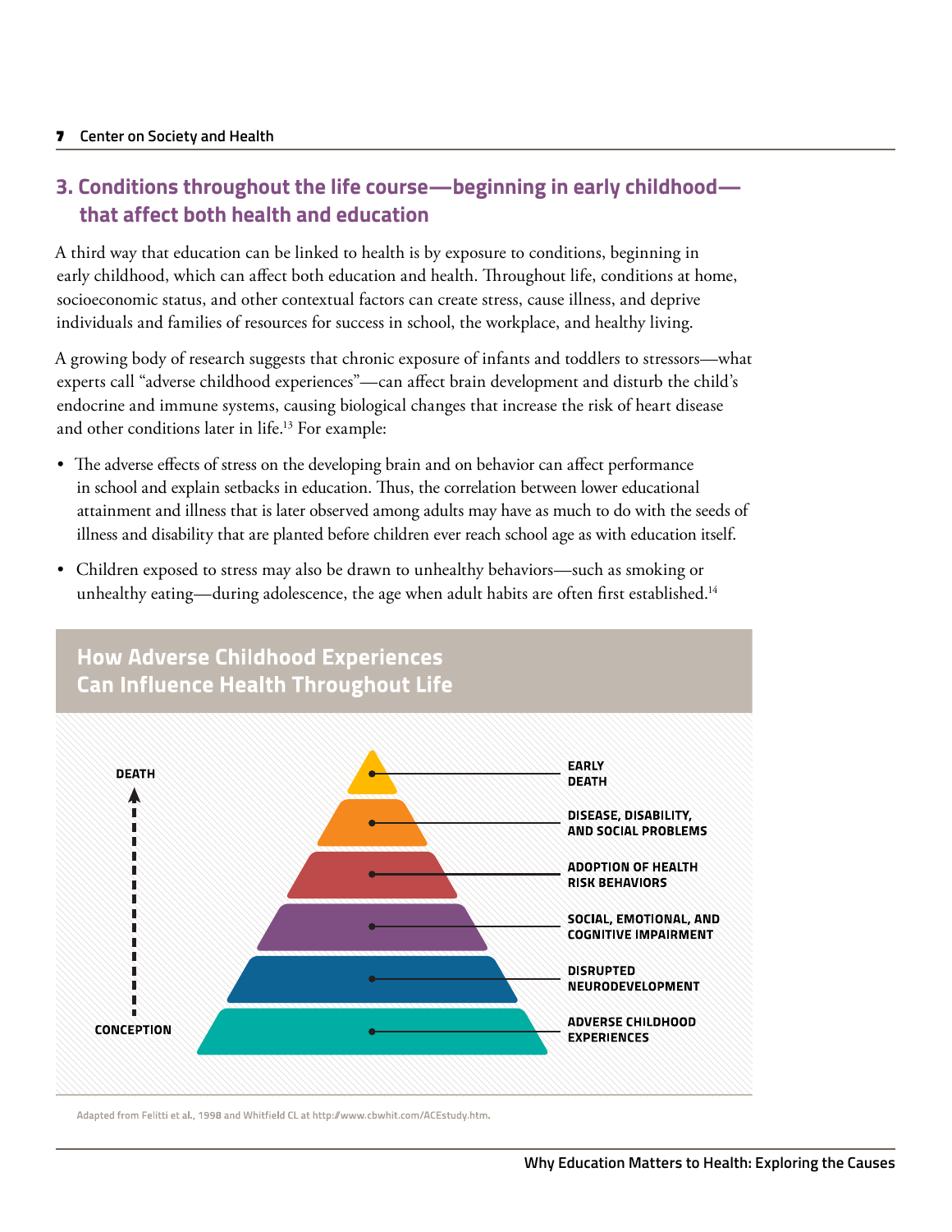## 3. Conditions throughout the life course—beginning in early childhood—that affect both health and education

A third way that education can be linked to health is by exposure to conditions, beginning in early childhood, which can affect both education and health. Throughout life, conditions at home, socioeconomic status, and other contextual factors can create stress, cause illness, and deprive individuals and families of resources for success in school, the workplace, and healthy living.

A growing body of research suggests that chronic exposure of infants and toddlers to stressors—what experts call "adverse childhood experiences"—can affect brain development and disturb the child's endocrine and immune systems, causing biological changes that increase the risk of heart disease and other conditions later in life.[13] For example:

- The adverse effects of stress on the developing brain and on behavior can affect performance in school and explain setbacks in education. Thus, the correlation between lower educational attainment and illness that is later observed among adults may have as much to do with the seeds of illness and disability that are planted before children ever reach school age as with education itself.
- Children exposed to stress may also be drawn to unhealthy behaviors—such as smoking or unhealthy eating—during adolescence, the age when adult habits are often first established.[14]

### How Adverse Childhood Experiences Can Influence Health Throughout Life

DEATH

- EARLY DEATH
- DISEASE, DISABILITY, AND SOCIAL PROBLEMS
- ADOPTION OF HEALTH RISK BEHAVIORS
- SOCIAL, EMOTIONAL, AND COGNITIVE IMPAIRMENT
- DISRUPTED NEURODEVELOPMENT
- ADVERSE CHILDHOOD EXPERIENCES

CONCEPTION

Adapted from Felitti et al., 1998 and Whitfield CL at http://www.cbwhit.com/ACEstudy.htm.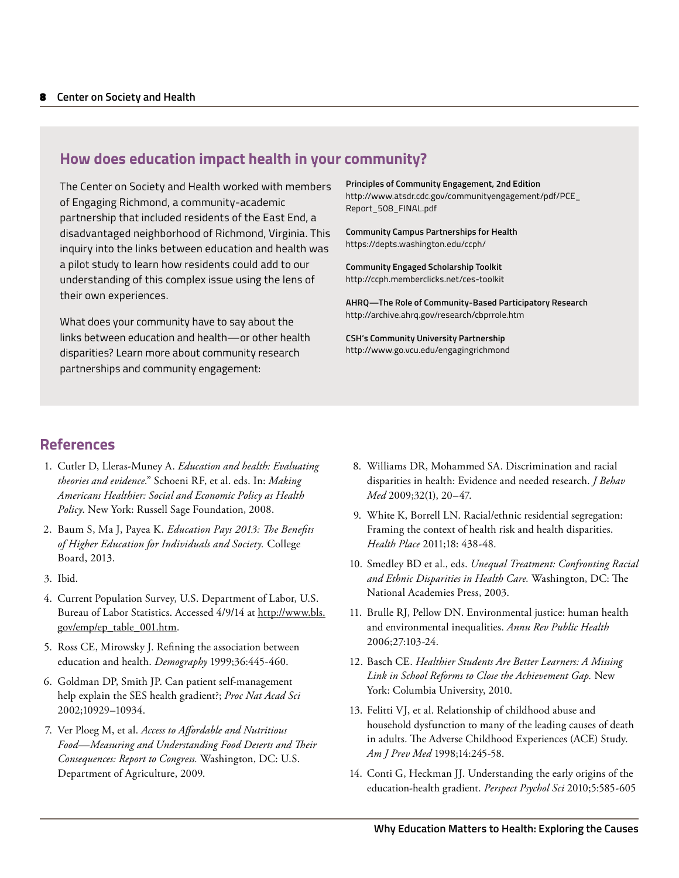## How does education impact health in your community?

The Center on Society and Health worked with members of Engaging Richmond, a community-academic partnership that included residents of the East End, a disadvantaged neighborhood of Richmond, Virginia. This inquiry into the links between education and health was a pilot study to learn how residents could add to our understanding of this complex issue using the lens of their own experiences.

What does your community have to say about the links between education and health—or other health disparities? Learn more about community research partnerships and community engagement:

**Principles of Community Engagement, 2nd Edition**
http://www.atsdr.cdc.gov/communityengagement/pdf/PCE_Report_508_FINAL.pdf

**Community Campus Partnerships for Health**
https://depts.washington.edu/ccph/

**Community Engaged Scholarship Toolkit**
http://ccph.memberclicks.net/ces-toolkit

**AHRQ—The Role of Community-Based Participatory Research**
http://archive.ahrq.gov/research/cbprrole.htm

**CSH's Community University Partnership**
http://www.go.vcu.edu/engagingrichmond

## References

1. Cutler D, Lleras-Muney A. *Education and health: Evaluating theories and evidence*." Schoeni RF, et al. eds. In: *Making Americans Healthier: Social and Economic Policy as Health Policy*. New York: Russell Sage Foundation, 2008.
2. Baum S, Ma J, Payea K. *Education Pays 2013: The Benefits of Higher Education for Individuals and Society.* College Board, 2013.
3. Ibid.
4. Current Population Survey, U.S. Department of Labor, U.S. Bureau of Labor Statistics. Accessed 4/9/14 at http://www.bls.gov/emp/ep_table_001.htm.
5. Ross CE, Mirowsky J. Refining the association between education and health. *Demography* 1999;36:445-460.
6. Goldman DP, Smith JP. Can patient self-management help explain the SES health gradient?; *Proc Nat Acad Sci* 2002;10929–10934.
7. Ver Ploeg M, et al. *Access to Affordable and Nutritious Food—Measuring and Understanding Food Deserts and Their Consequences: Report to Congress.* Washington, DC: U.S. Department of Agriculture, 2009.
8. Williams DR, Mohammed SA. Discrimination and racial disparities in health: Evidence and needed research. *J Behav Med* 2009;32(1), 20–47.
9. White K, Borrell LN. Racial/ethnic residential segregation: Framing the context of health risk and health disparities. *Health Place* 2011;18: 438-48.
10. Smedley BD et al., eds. *Unequal Treatment: Confronting Racial and Ethnic Disparities in Health Care.* Washington, DC: The National Academies Press, 2003.
11. Brulle RJ, Pellow DN. Environmental justice: human health and environmental inequalities. *Annu Rev Public Health* 2006;27:103-24.
12. Basch CE. *Healthier Students Are Better Learners: A Missing Link in School Reforms to Close the Achievement Gap.* New York: Columbia University, 2010.
13. Felitti VJ, et al. Relationship of childhood abuse and household dysfunction to many of the leading causes of death in adults. The Adverse Childhood Experiences (ACE) Study. *Am J Prev Med* 1998;14:245-58.
14. Conti G, Heckman JJ. Understanding the early origins of the education-health gradient. *Perspect Psychol Sci* 2010;5:585-605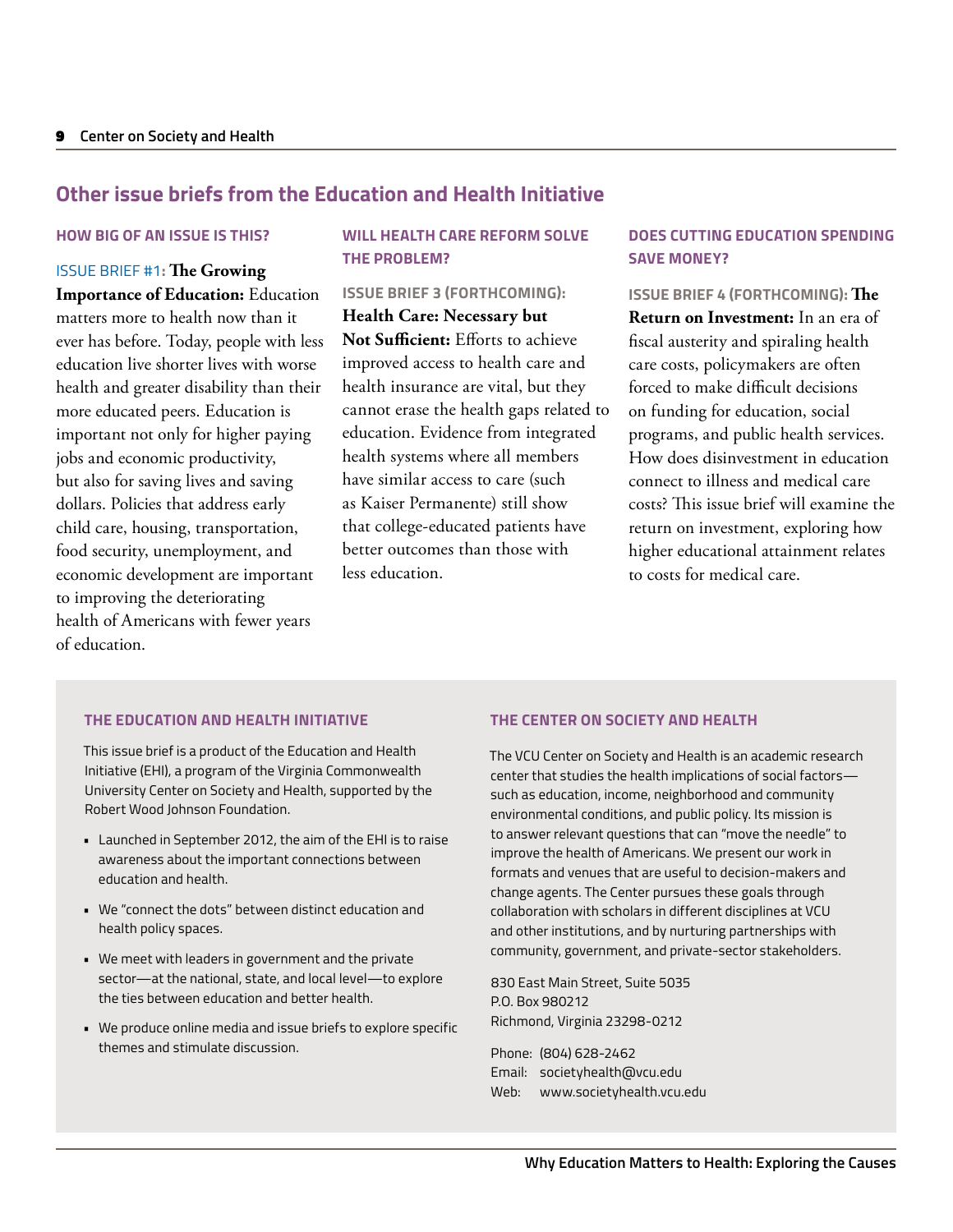## Other issue briefs from the Education and Health Initiative

### HOW BIG OF AN ISSUE IS THIS?

ISSUE BRIEF #1: **The Growing Importance of Education:** Education matters more to health now than it ever has before. Today, people with less education live shorter lives with worse health and greater disability than their more educated peers. Education is important not only for higher paying jobs and economic productivity, but also for saving lives and saving dollars. Policies that address early child care, housing, transportation, food security, unemployment, and economic development are important to improving the deteriorating health of Americans with fewer years of education.

### WILL HEALTH CARE REFORM SOLVE THE PROBLEM?

ISSUE BRIEF 3 (FORTHCOMING): **Health Care: Necessary but Not Sufficient:** Efforts to achieve improved access to health care and health insurance are vital, but they cannot erase the health gaps related to education. Evidence from integrated health systems where all members have similar access to care (such as Kaiser Permanente) still show that college-educated patients have better outcomes than those with less education.

### DOES CUTTING EDUCATION SPENDING SAVE MONEY?

ISSUE BRIEF 4 (FORTHCOMING): **The Return on Investment:** In an era of fiscal austerity and spiraling health care costs, policymakers are often forced to make difficult decisions on funding for education, social programs, and public health services. How does disinvestment in education connect to illness and medical care costs? This issue brief will examine the return on investment, exploring how higher educational attainment relates to costs for medical care.

### THE EDUCATION AND HEALTH INITIATIVE

This issue brief is a product of the Education and Health Initiative (EHI), a program of the Virginia Commonwealth University Center on Society and Health, supported by the Robert Wood Johnson Foundation.

- Launched in September 2012, the aim of the EHI is to raise awareness about the important connections between education and health.
- We "connect the dots" between distinct education and health policy spaces.
- We meet with leaders in government and the private sector—at the national, state, and local level—to explore the ties between education and better health.
- We produce online media and issue briefs to explore specific themes and stimulate discussion.

### THE CENTER ON SOCIETY AND HEALTH

The VCU Center on Society and Health is an academic research center that studies the health implications of social factors—such as education, income, neighborhood and community environmental conditions, and public policy. Its mission is to answer relevant questions that can "move the needle" to improve the health of Americans. We present our work in formats and venues that are useful to decision-makers and change agents. The Center pursues these goals through collaboration with scholars in different disciplines at VCU and other institutions, and by nurturing partnerships with community, government, and private-sector stakeholders.

830 East Main Street, Suite 5035
P.O. Box 980212
Richmond, Virginia 23298-0212

Phone: (804) 628-2462
Email: societyhealth@vcu.edu
Web: www.societyhealth.vcu.edu